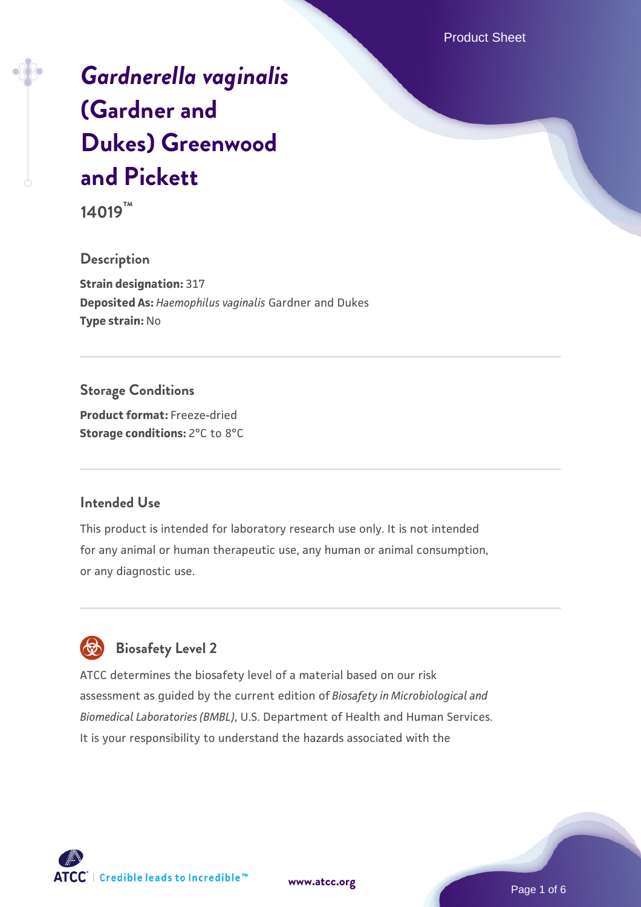# *Gardnerella vaginalis* (Gardner and Dukes) Greenwood and Pickett

**14019™**

## Description

**Strain designation:** 317
**Deposited As:** *Haemophilus vaginalis* Gardner and Dukes
**Type strain:** No

## Storage Conditions

**Product format:** Freeze-dried
**Storage conditions:** 2°C to 8°C

## Intended Use

This product is intended for laboratory research use only. It is not intended for any animal or human therapeutic use, any human or animal consumption, or any diagnostic use.

## Biosafety Level 2

ATCC determines the biosafety level of a material based on our risk assessment as guided by the current edition of *Biosafety in Microbiological and Biomedical Laboratories (BMBL)*, U.S. Department of Health and Human Services. It is your responsibility to understand the hazards associated with the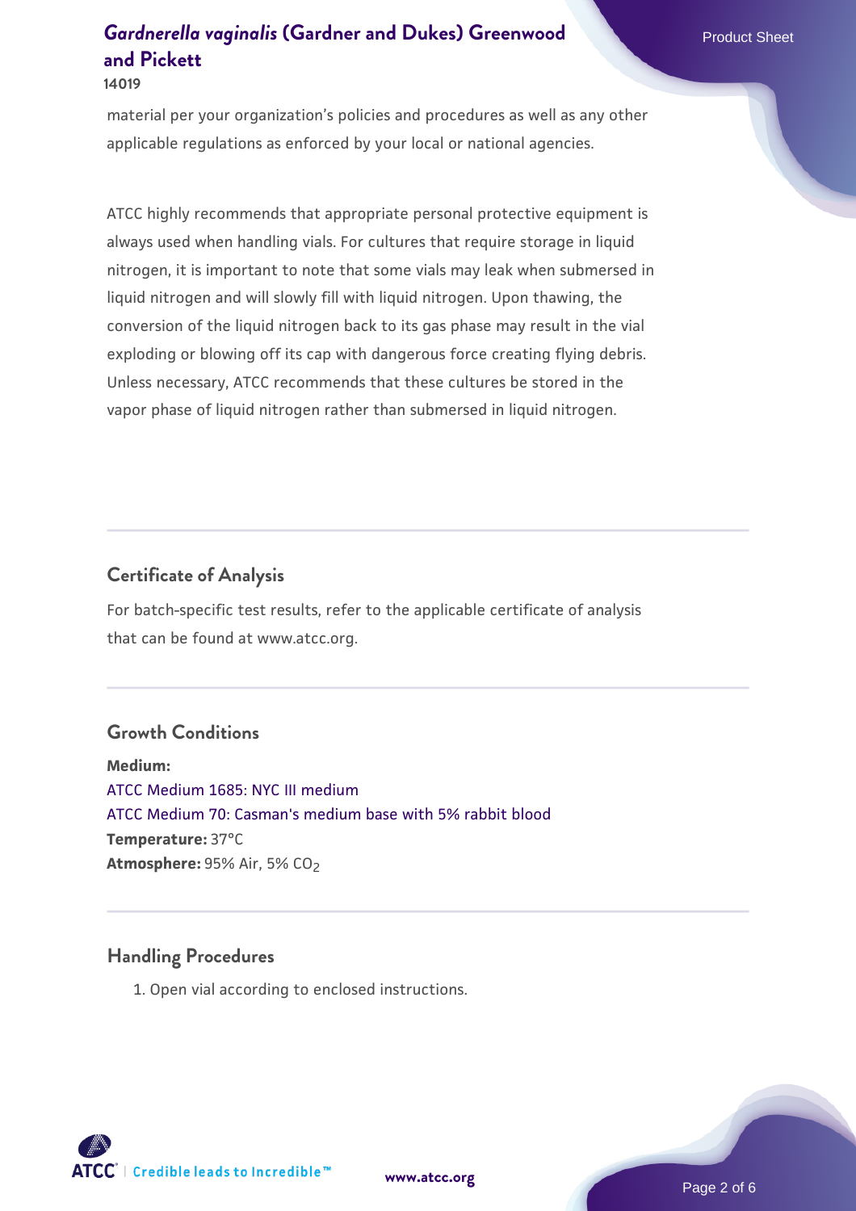material per your organization's policies and procedures as well as any other applicable regulations as enforced by your local or national agencies.

ATCC highly recommends that appropriate personal protective equipment is always used when handling vials. For cultures that require storage in liquid nitrogen, it is important to note that some vials may leak when submersed in liquid nitrogen and will slowly fill with liquid nitrogen. Upon thawing, the conversion of the liquid nitrogen back to its gas phase may result in the vial exploding or blowing off its cap with dangerous force creating flying debris. Unless necessary, ATCC recommends that these cultures be stored in the vapor phase of liquid nitrogen rather than submersed in liquid nitrogen.

## Certificate of Analysis

For batch-specific test results, refer to the applicable certificate of analysis that can be found at www.atcc.org.

## Growth Conditions

**Medium:**
ATCC Medium 1685: NYC III medium
ATCC Medium 70: Casman's medium base with 5% rabbit blood
**Temperature:** 37°C
**Atmosphere:** 95% Air, 5% $CO_2$

## Handling Procedures

1. Open vial according to enclosed instructions.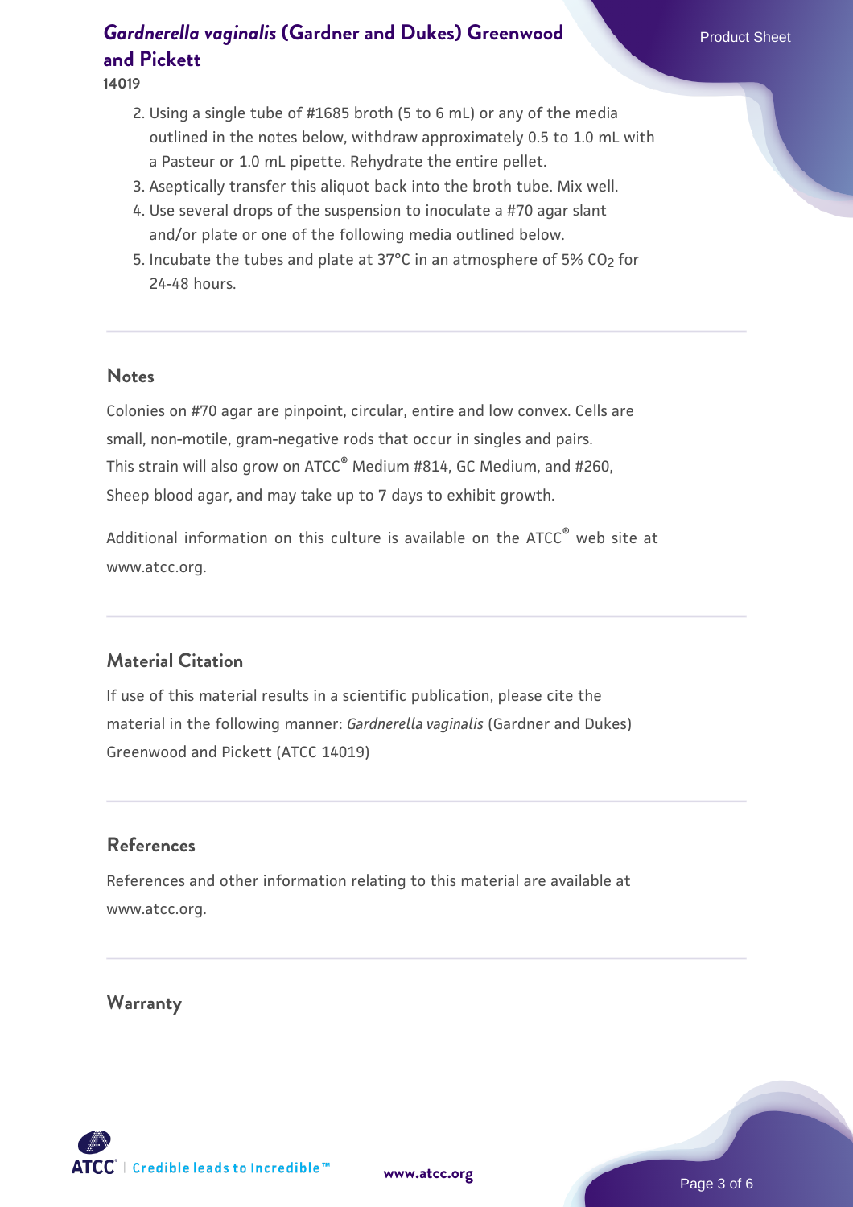2. Using a single tube of #1685 broth (5 to 6 mL) or any of the media outlined in the notes below, withdraw approximately 0.5 to 1.0 mL with a Pasteur or 1.0 mL pipette. Rehydrate the entire pellet.
3. Aseptically transfer this aliquot back into the broth tube. Mix well.
4. Use several drops of the suspension to inoculate a #70 agar slant and/or plate or one of the following media outlined below.
5. Incubate the tubes and plate at 37°C in an atmosphere of 5% $CO_2$ for 24-48 hours.

## Notes

Colonies on #70 agar are pinpoint, circular, entire and low convex. Cells are small, non-motile, gram-negative rods that occur in singles and pairs. This strain will also grow on ATCC® Medium #814, GC Medium, and #260, Sheep blood agar, and may take up to 7 days to exhibit growth.

Additional information on this culture is available on the ATCC® web site at www.atcc.org.

## Material Citation

If use of this material results in a scientific publication, please cite the material in the following manner: *Gardnerella vaginalis* (Gardner and Dukes) Greenwood and Pickett (ATCC 14019)

## References

References and other information relating to this material are available at www.atcc.org.

## Warranty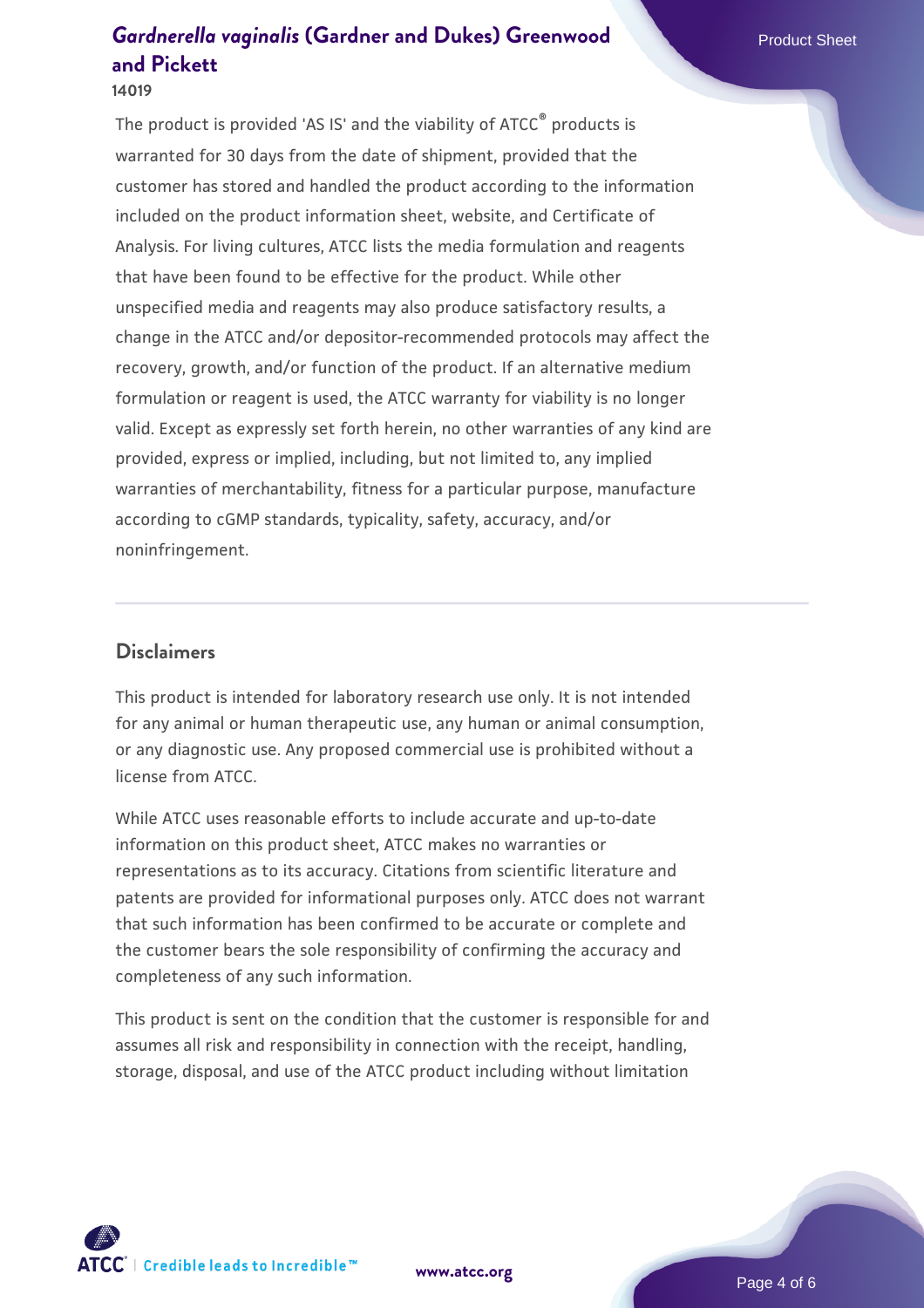The product is provided 'AS IS' and the viability of ATCC® products is warranted for 30 days from the date of shipment, provided that the customer has stored and handled the product according to the information included on the product information sheet, website, and Certificate of Analysis. For living cultures, ATCC lists the media formulation and reagents that have been found to be effective for the product. While other unspecified media and reagents may also produce satisfactory results, a change in the ATCC and/or depositor-recommended protocols may affect the recovery, growth, and/or function of the product. If an alternative medium formulation or reagent is used, the ATCC warranty for viability is no longer valid. Except as expressly set forth herein, no other warranties of any kind are provided, express or implied, including, but not limited to, any implied warranties of merchantability, fitness for a particular purpose, manufacture according to cGMP standards, typicality, safety, accuracy, and/or noninfringement.

## Disclaimers

This product is intended for laboratory research use only. It is not intended for any animal or human therapeutic use, any human or animal consumption, or any diagnostic use. Any proposed commercial use is prohibited without a license from ATCC.

While ATCC uses reasonable efforts to include accurate and up-to-date information on this product sheet, ATCC makes no warranties or representations as to its accuracy. Citations from scientific literature and patents are provided for informational purposes only. ATCC does not warrant that such information has been confirmed to be accurate or complete and the customer bears the sole responsibility of confirming the accuracy and completeness of any such information.

This product is sent on the condition that the customer is responsible for and assumes all risk and responsibility in connection with the receipt, handling, storage, disposal, and use of the ATCC product including without limitation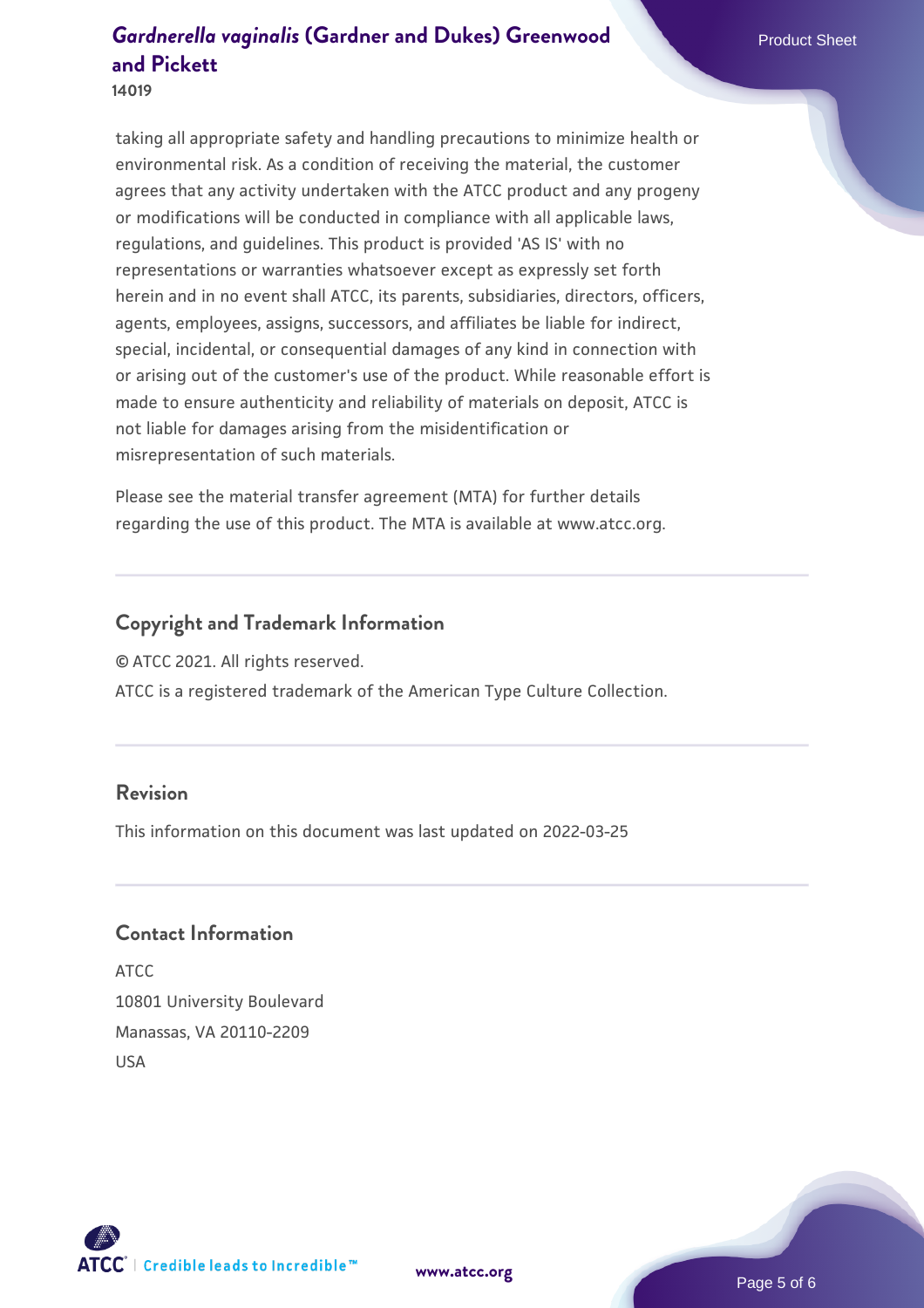taking all appropriate safety and handling precautions to minimize health or environmental risk. As a condition of receiving the material, the customer agrees that any activity undertaken with the ATCC product and any progeny or modifications will be conducted in compliance with all applicable laws, regulations, and guidelines. This product is provided 'AS IS' with no representations or warranties whatsoever except as expressly set forth herein and in no event shall ATCC, its parents, subsidiaries, directors, officers, agents, employees, assigns, successors, and affiliates be liable for indirect, special, incidental, or consequential damages of any kind in connection with or arising out of the customer's use of the product. While reasonable effort is made to ensure authenticity and reliability of materials on deposit, ATCC is not liable for damages arising from the misidentification or misrepresentation of such materials.

Please see the material transfer agreement (MTA) for further details regarding the use of this product. The MTA is available at www.atcc.org.

## Copyright and Trademark Information

© ATCC 2021. All rights reserved.

ATCC is a registered trademark of the American Type Culture Collection.

## Revision

This information on this document was last updated on 2022-03-25

## Contact Information

ATCC
10801 University Boulevard
Manassas, VA 20110-2209
USA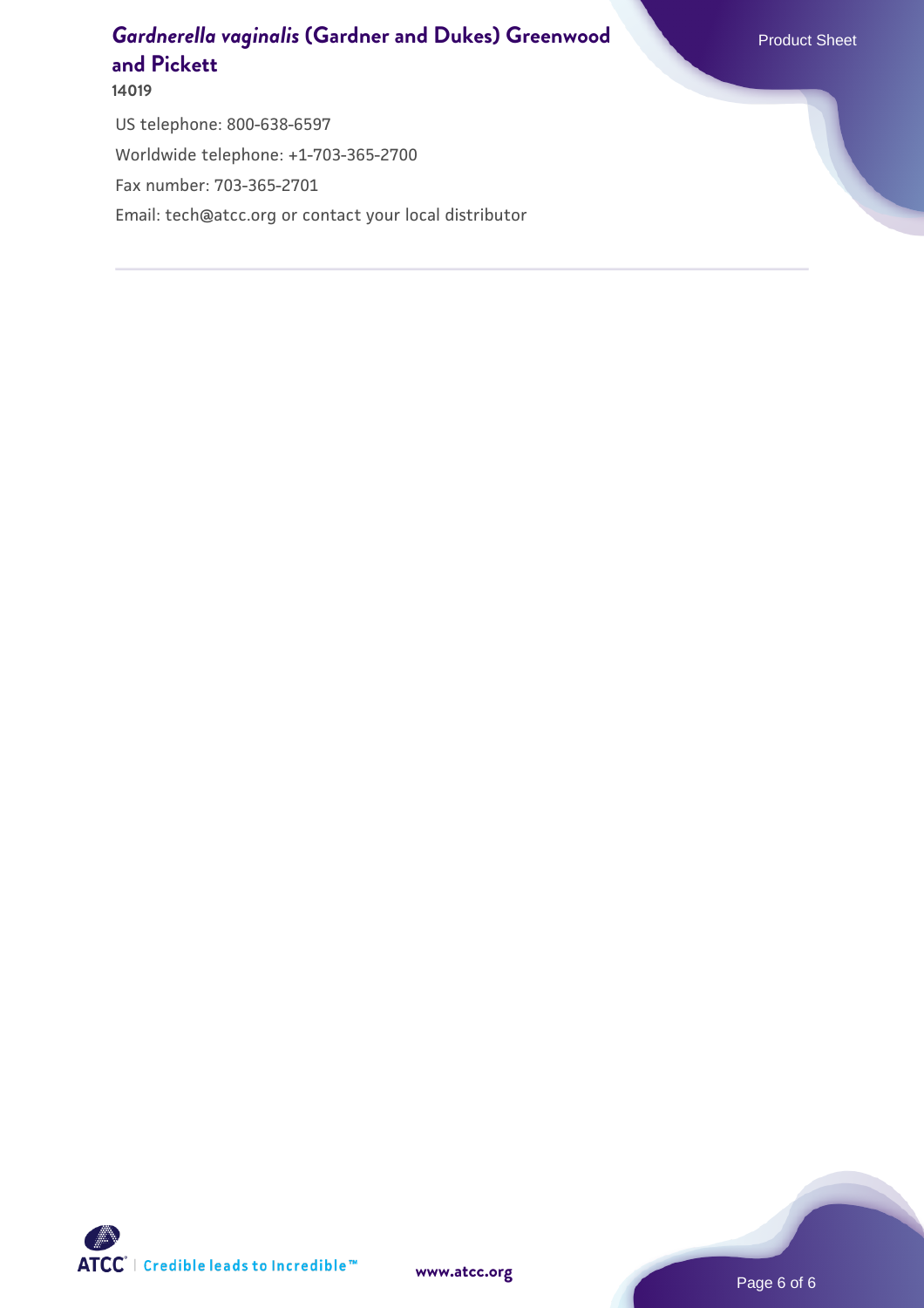US telephone: 800-638-6597

Worldwide telephone: +1-703-365-2700

Fax number: 703-365-2701

Email: tech@atcc.org or contact your local distributor